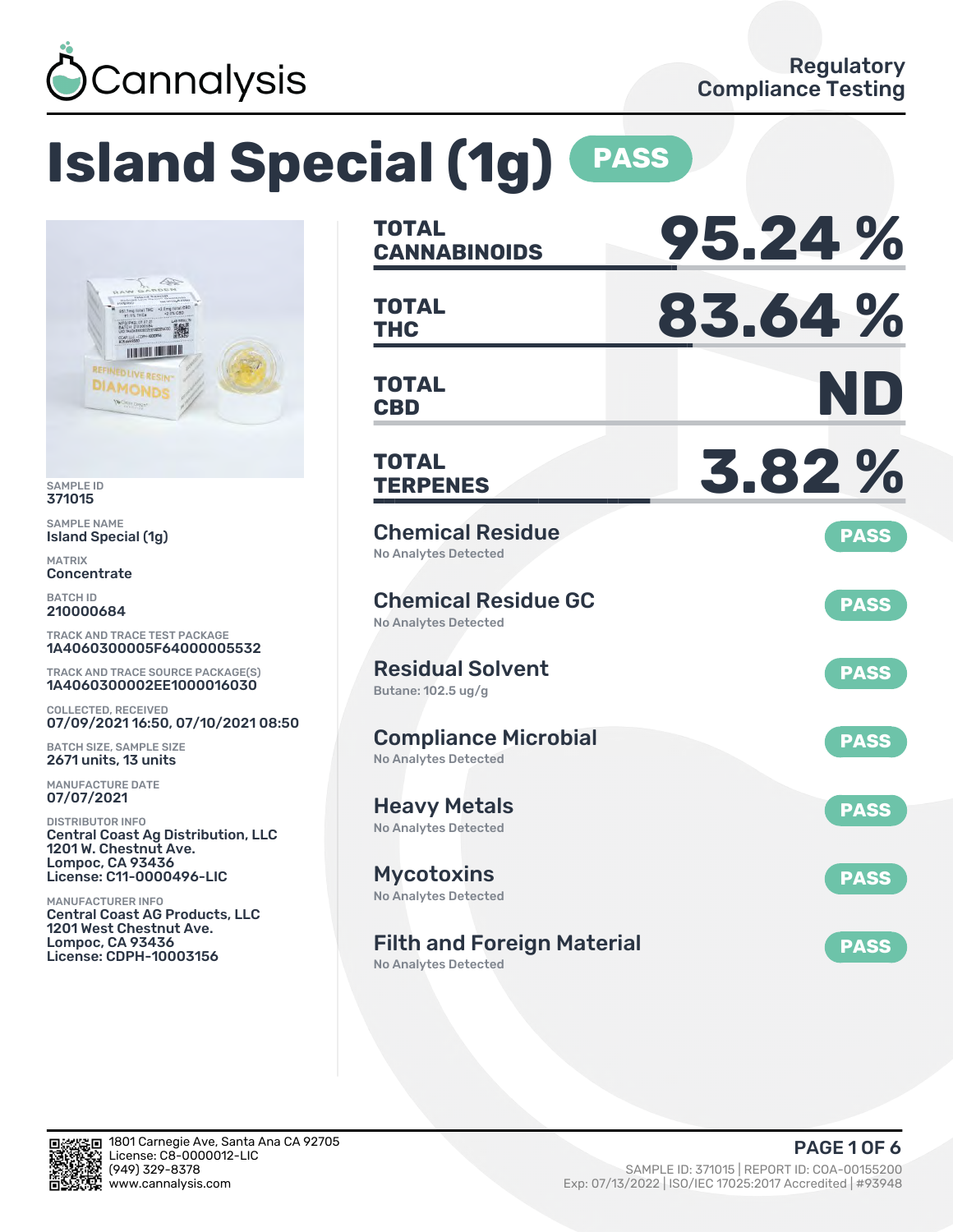Cannalysis

Regulatory Compliance Testing

# Island Special (1g) PASS

SAMPLE ID
371015

SAMPLE NAME
Island Special (1g)

MATRIX
Concentrate

BATCH ID
210000684

TRACK AND TRACE TEST PACKAGE
1A4060300005F64000005532

TRACK AND TRACE SOURCE PACKAGE(S)
1A4060300002EE1000016030

COLLECTED, RECEIVED
07/09/2021 16:50, 07/10/2021 08:50

BATCH SIZE, SAMPLE SIZE
2671 units, 13 units

MANUFACTURE DATE
07/07/2021

DISTRIBUTOR INFO
Central Coast Ag Distribution, LLC
1201 W. Chestnut Ave.
Lompoc, CA 93436
License: C11-0000496-LIC

MANUFACTURER INFO
Central Coast AG Products, LLC
1201 West Chestnut Ave.
Lompoc, CA 93436
License: CDPH-10003156

| | |
|---|---|
| **TOTAL CANNABINOIDS** | **95.24 %** |
| **TOTAL THC** | **83.64 %** |
| **TOTAL CBD** | **ND** |
| **TOTAL TERPENES** | **3.82 %** |

| Test | Result | Status |
|---|---|---|
| Chemical Residue | No Analytes Detected | PASS |
| Chemical Residue GC | No Analytes Detected | PASS |
| Residual Solvent | Butane: 102.5 ug/g | PASS |
| Compliance Microbial | No Analytes Detected | PASS |
| Heavy Metals | No Analytes Detected | PASS |
| Mycotoxins | No Analytes Detected | PASS |
| Filth and Foreign Material | No Analytes Detected | PASS |

1801 Carnegie Ave, Santa Ana CA 92705
License: C8-0000012-LIC
(949) 329-8378
www.cannalysis.com

SAMPLE ID: 371015 | REPORT ID: COA-00155200
Exp: 07/13/2022 | ISO/IEC 17025:2017 Accredited | #93948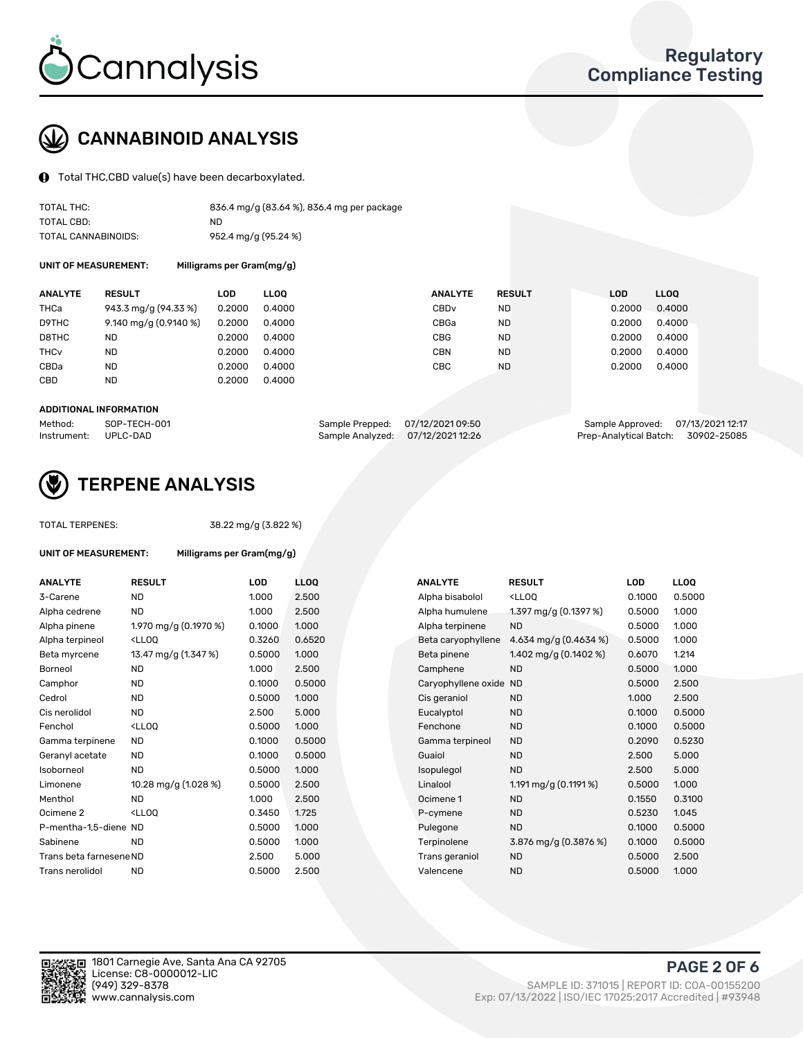# CANNABINOID ANALYSIS

Total THC,CBD value(s) have been decarboxylated.

| | |
|---|---|
| TOTAL THC: | 836.4 mg/g (83.64 %), 836.4 mg per package |
| TOTAL CBD: | ND |
| TOTAL CANNABINOIDS: | 952.4 mg/g (95.24 %) |

**UNIT OF MEASUREMENT:** Milligrams per Gram(mg/g)

| ANALYTE | RESULT | LOD | LLOQ | ANALYTE | RESULT | LOD | LLOQ |
|---|---|---|---|---|---|---|---|
| THCa | 943.3 mg/g (94.33 %) | 0.2000 | 0.4000 | CBDv | ND | 0.2000 | 0.4000 |
| D9THC | 9.140 mg/g (0.9140 %) | 0.2000 | 0.4000 | CBGa | ND | 0.2000 | 0.4000 |
| D8THC | ND | 0.2000 | 0.4000 | CBG | ND | 0.2000 | 0.4000 |
| THCv | ND | 0.2000 | 0.4000 | CBN | ND | 0.2000 | 0.4000 |
| CBDa | ND | 0.2000 | 0.4000 | CBC | ND | 0.2000 | 0.4000 |
| CBD | ND | 0.2000 | 0.4000 | | | | |

**ADDITIONAL INFORMATION**

| | | | | | |
|---|---|---|---|---|---|
| Method: | SOP-TECH-001 | Sample Prepped: | 07/12/2021 09:50 | Sample Approved: | 07/13/2021 12:17 |
| Instrument: | UPLC-DAD | Sample Analyzed: | 07/12/2021 12:26 | Prep-Analytical Batch: | 30902-25085 |

# TERPENE ANALYSIS

TOTAL TERPENES: 38.22 mg/g (3.822 %)

**UNIT OF MEASUREMENT:** Milligrams per Gram(mg/g)

| ANALYTE | RESULT | LOD | LLOQ | ANALYTE | RESULT | LOD | LLOQ |
|---|---|---|---|---|---|---|---|
| 3-Carene | ND | 1.000 | 2.500 | Alpha bisabolol | <LLOQ | 0.1000 | 0.5000 |
| Alpha cedrene | ND | 1.000 | 2.500 | Alpha humulene | 1.397 mg/g (0.1397 %) | 0.5000 | 1.000 |
| Alpha pinene | 1.970 mg/g (0.1970 %) | 0.1000 | 1.000 | Alpha terpinene | ND | 0.5000 | 1.000 |
| Alpha terpineol | <LLOQ | 0.3260 | 0.6520 | Beta caryophyllene | 4.634 mg/g (0.4634 %) | 0.5000 | 1.000 |
| Beta myrcene | 13.47 mg/g (1.347 %) | 0.5000 | 1.000 | Beta pinene | 1.402 mg/g (0.1402 %) | 0.6070 | 1.214 |
| Borneol | ND | 1.000 | 2.500 | Camphene | ND | 0.5000 | 1.000 |
| Camphor | ND | 0.1000 | 0.5000 | Caryophyllene oxide | ND | 0.5000 | 2.500 |
| Cedrol | ND | 0.5000 | 1.000 | Cis geraniol | ND | 1.000 | 2.500 |
| Cis nerolidol | ND | 2.500 | 5.000 | Eucalyptol | ND | 0.1000 | 0.5000 |
| Fenchol | <LLOQ | 0.5000 | 1.000 | Fenchone | ND | 0.1000 | 0.5000 |
| Gamma terpinene | ND | 0.1000 | 0.5000 | Gamma terpineol | ND | 0.2090 | 0.5230 |
| Geranyl acetate | ND | 0.1000 | 0.5000 | Guaiol | ND | 2.500 | 5.000 |
| Isoborneol | ND | 0.5000 | 1.000 | Isopulegol | ND | 2.500 | 5.000 |
| Limonene | 10.28 mg/g (1.028 %) | 0.5000 | 2.500 | Linalool | 1.191 mg/g (0.1191 %) | 0.5000 | 1.000 |
| Menthol | ND | 1.000 | 2.500 | Ocimene 1 | ND | 0.1550 | 0.3100 |
| Ocimene 2 | <LLOQ | 0.3450 | 1.725 | P-cymene | ND | 0.5230 | 1.045 |
| P-mentha-1,5-diene | ND | 0.5000 | 1.000 | Pulegone | ND | 0.1000 | 0.5000 |
| Sabinene | ND | 0.5000 | 1.000 | Terpinolene | 3.876 mg/g (0.3876 %) | 0.1000 | 0.5000 |
| Trans beta farnesene | ND | 2.500 | 5.000 | Trans geraniol | ND | 0.5000 | 2.500 |
| Trans nerolidol | ND | 0.5000 | 2.500 | Valencene | ND | 0.5000 | 1.000 |

1801 Carnegie Ave, Santa Ana CA 92705
License: C8-0000012-LIC
(949) 329-8378
www.cannalysis.com

SAMPLE ID: 371015 | REPORT ID: COA-00155200
Exp: 07/13/2022 | ISO/IEC 17025:2017 Accredited | #93948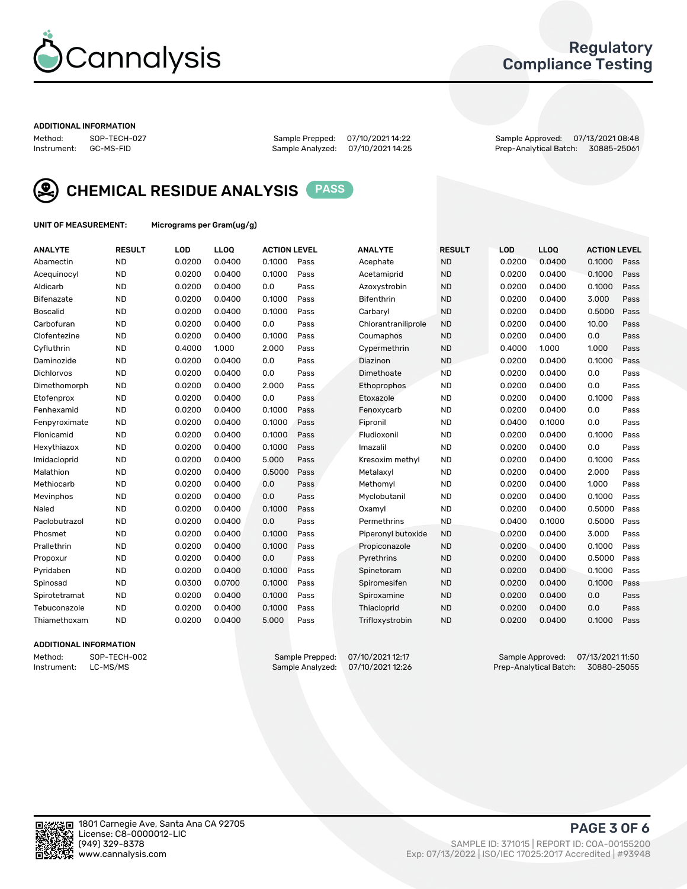# Cannalysis

## Regulatory Compliance Testing

**ADDITIONAL INFORMATION**

Method: SOP-TECH-027
Instrument: GC-MS-FID

Sample Prepped: 07/10/2021 14:22
Sample Analyzed: 07/10/2021 14:25

Sample Approved: 07/13/2021 08:48
Prep-Analytical Batch: 30885-25061

## CHEMICAL RESIDUE ANALYSIS PASS

**UNIT OF MEASUREMENT:** Micrograms per Gram(ug/g)

| ANALYTE | RESULT | LOD | LLOQ | ACTION LEVEL | | ANALYTE | RESULT | LOD | LLOQ | ACTION LEVEL | |
|---|---|---|---|---|---|---|---|---|---|---|---|
| Abamectin | ND | 0.0200 | 0.0400 | 0.1000 | Pass | Acephate | ND | 0.0200 | 0.0400 | 0.1000 | Pass |
| Acequinocyl | ND | 0.0200 | 0.0400 | 0.1000 | Pass | Acetamiprid | ND | 0.0200 | 0.0400 | 0.1000 | Pass |
| Aldicarb | ND | 0.0200 | 0.0400 | 0.0 | Pass | Azoxystrobin | ND | 0.0200 | 0.0400 | 0.1000 | Pass |
| Bifenazate | ND | 0.0200 | 0.0400 | 0.1000 | Pass | Bifenthrin | ND | 0.0200 | 0.0400 | 3.000 | Pass |
| Boscalid | ND | 0.0200 | 0.0400 | 0.1000 | Pass | Carbaryl | ND | 0.0200 | 0.0400 | 0.5000 | Pass |
| Carbofuran | ND | 0.0200 | 0.0400 | 0.0 | Pass | Chlorantraniliprole | ND | 0.0200 | 0.0400 | 10.00 | Pass |
| Clofentezine | ND | 0.0200 | 0.0400 | 0.1000 | Pass | Coumaphos | ND | 0.0200 | 0.0400 | 0.0 | Pass |
| Cyfluthrin | ND | 0.4000 | 1.000 | 2.000 | Pass | Cypermethrin | ND | 0.4000 | 1.000 | 1.000 | Pass |
| Daminozide | ND | 0.0200 | 0.0400 | 0.0 | Pass | Diazinon | ND | 0.0200 | 0.0400 | 0.1000 | Pass |
| Dichlorvos | ND | 0.0200 | 0.0400 | 0.0 | Pass | Dimethoate | ND | 0.0200 | 0.0400 | 0.0 | Pass |
| Dimethomorph | ND | 0.0200 | 0.0400 | 2.000 | Pass | Ethoprophos | ND | 0.0200 | 0.0400 | 0.0 | Pass |
| Etofenprox | ND | 0.0200 | 0.0400 | 0.0 | Pass | Etoxazole | ND | 0.0200 | 0.0400 | 0.1000 | Pass |
| Fenhexamid | ND | 0.0200 | 0.0400 | 0.1000 | Pass | Fenoxycarb | ND | 0.0200 | 0.0400 | 0.0 | Pass |
| Fenpyroximate | ND | 0.0200 | 0.0400 | 0.1000 | Pass | Fipronil | ND | 0.0400 | 0.1000 | 0.0 | Pass |
| Flonicamid | ND | 0.0200 | 0.0400 | 0.1000 | Pass | Fludioxonil | ND | 0.0200 | 0.0400 | 0.1000 | Pass |
| Hexythiazox | ND | 0.0200 | 0.0400 | 0.1000 | Pass | Imazalil | ND | 0.0200 | 0.0400 | 0.0 | Pass |
| Imidacloprid | ND | 0.0200 | 0.0400 | 5.000 | Pass | Kresoxim methyl | ND | 0.0200 | 0.0400 | 0.1000 | Pass |
| Malathion | ND | 0.0200 | 0.0400 | 0.5000 | Pass | Metalaxyl | ND | 0.0200 | 0.0400 | 2.000 | Pass |
| Methiocarb | ND | 0.0200 | 0.0400 | 0.0 | Pass | Methomyl | ND | 0.0200 | 0.0400 | 1.000 | Pass |
| Mevinphos | ND | 0.0200 | 0.0400 | 0.0 | Pass | Myclobutanil | ND | 0.0200 | 0.0400 | 0.1000 | Pass |
| Naled | ND | 0.0200 | 0.0400 | 0.1000 | Pass | Oxamyl | ND | 0.0200 | 0.0400 | 0.5000 | Pass |
| Paclobutrazol | ND | 0.0200 | 0.0400 | 0.0 | Pass | Permethrins | ND | 0.0400 | 0.1000 | 0.5000 | Pass |
| Phosmet | ND | 0.0200 | 0.0400 | 0.1000 | Pass | Piperonyl butoxide | ND | 0.0200 | 0.0400 | 3.000 | Pass |
| Prallethrin | ND | 0.0200 | 0.0400 | 0.1000 | Pass | Propiconazole | ND | 0.0200 | 0.0400 | 0.1000 | Pass |
| Propoxur | ND | 0.0200 | 0.0400 | 0.0 | Pass | Pyrethrins | ND | 0.0200 | 0.0400 | 0.5000 | Pass |
| Pyridaben | ND | 0.0200 | 0.0400 | 0.1000 | Pass | Spinetoram | ND | 0.0200 | 0.0400 | 0.1000 | Pass |
| Spinosad | ND | 0.0300 | 0.0700 | 0.1000 | Pass | Spiromesifen | ND | 0.0200 | 0.0400 | 0.1000 | Pass |
| Spirotetramat | ND | 0.0200 | 0.0400 | 0.1000 | Pass | Spiroxamine | ND | 0.0200 | 0.0400 | 0.0 | Pass |
| Tebuconazole | ND | 0.0200 | 0.0400 | 0.1000 | Pass | Thiacloprid | ND | 0.0200 | 0.0400 | 0.0 | Pass |
| Thiamethoxam | ND | 0.0200 | 0.0400 | 5.000 | Pass | Trifloxystrobin | ND | 0.0200 | 0.0400 | 0.1000 | Pass |

**ADDITIONAL INFORMATION**

Method: SOP-TECH-002
Instrument: LC-MS/MS

Sample Prepped: 07/10/2021 12:17
Sample Analyzed: 07/10/2021 12:26

Sample Approved: 07/13/2021 11:50
Prep-Analytical Batch: 30880-25055

1801 Carnegie Ave, Santa Ana CA 92705
License: C8-0000012-LIC
(949) 329-8378
www.cannalysis.com

SAMPLE ID: 371015 | REPORT ID: COA-00155200
Exp: 07/13/2022 | ISO/IEC 17025:2017 Accredited | #93948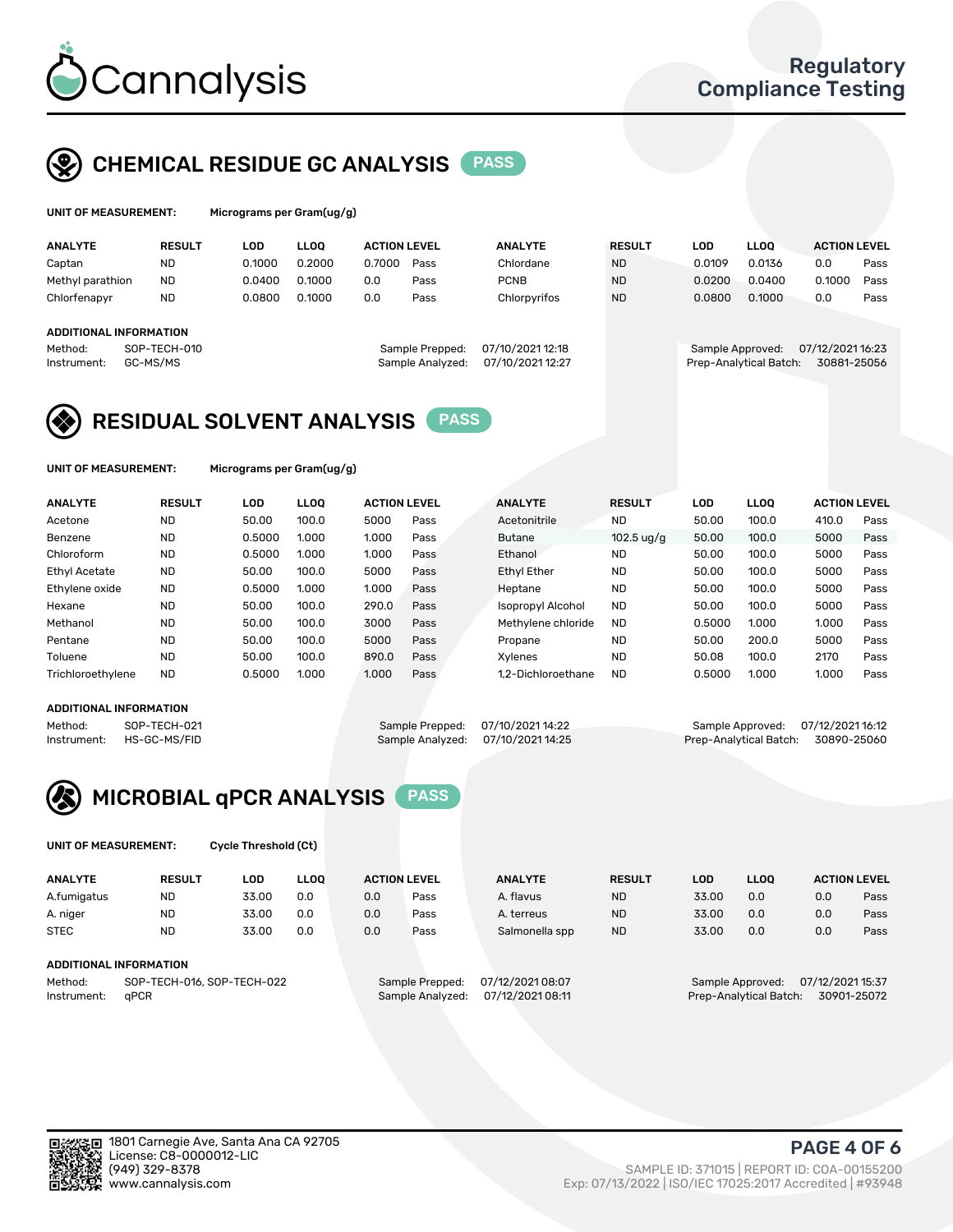# Cannalysis

Regulatory Compliance Testing

## CHEMICAL RESIDUE GC ANALYSIS PASS

**UNIT OF MEASUREMENT:** Micrograms per Gram(ug/g)

| ANALYTE | RESULT | LOD | LLOQ | ACTION LEVEL | | ANALYTE | RESULT | LOD | LLOQ | ACTION LEVEL | |
|---|---|---|---|---|---|---|---|---|---|---|---|
| Captan | ND | 0.1000 | 0.2000 | 0.7000 | Pass | Chlordane | ND | 0.0109 | 0.0136 | 0.0 | Pass |
| Methyl parathion | ND | 0.0400 | 0.1000 | 0.0 | Pass | PCNB | ND | 0.0200 | 0.0400 | 0.1000 | Pass |
| Chlorfenapyr | ND | 0.0800 | 0.1000 | 0.0 | Pass | Chlorpyrifos | ND | 0.0800 | 0.1000 | 0.0 | Pass |

**ADDITIONAL INFORMATION**

Method: SOP-TECH-010
Instrument: GC-MS/MS

Sample Prepped: 07/10/2021 12:18
Sample Analyzed: 07/10/2021 12:27

Sample Approved: 07/12/2021 16:23
Prep-Analytical Batch: 30881-25056

## RESIDUAL SOLVENT ANALYSIS PASS

**UNIT OF MEASUREMENT:** Micrograms per Gram(ug/g)

| ANALYTE | RESULT | LOD | LLOQ | ACTION LEVEL | | ANALYTE | RESULT | LOD | LLOQ | ACTION LEVEL | |
|---|---|---|---|---|---|---|---|---|---|---|---|
| Acetone | ND | 50.00 | 100.0 | 5000 | Pass | Acetonitrile | ND | 50.00 | 100.0 | 410.0 | Pass |
| Benzene | ND | 0.5000 | 1.000 | 1.000 | Pass | Butane | 102.5 ug/g | 50.00 | 100.0 | 5000 | Pass |
| Chloroform | ND | 0.5000 | 1.000 | 1.000 | Pass | Ethanol | ND | 50.00 | 100.0 | 5000 | Pass |
| Ethyl Acetate | ND | 50.00 | 100.0 | 5000 | Pass | Ethyl Ether | ND | 50.00 | 100.0 | 5000 | Pass |
| Ethylene oxide | ND | 0.5000 | 1.000 | 1.000 | Pass | Heptane | ND | 50.00 | 100.0 | 5000 | Pass |
| Hexane | ND | 50.00 | 100.0 | 290.0 | Pass | Isopropyl Alcohol | ND | 50.00 | 100.0 | 5000 | Pass |
| Methanol | ND | 50.00 | 100.0 | 3000 | Pass | Methylene chloride | ND | 0.5000 | 1.000 | 1.000 | Pass |
| Pentane | ND | 50.00 | 100.0 | 5000 | Pass | Propane | ND | 50.00 | 200.0 | 5000 | Pass |
| Toluene | ND | 50.00 | 100.0 | 890.0 | Pass | Xylenes | ND | 50.08 | 100.0 | 2170 | Pass |
| Trichloroethylene | ND | 0.5000 | 1.000 | 1.000 | Pass | 1,2-Dichloroethane | ND | 0.5000 | 1.000 | 1.000 | Pass |

**ADDITIONAL INFORMATION**

Method: SOP-TECH-021
Instrument: HS-GC-MS/FID

Sample Prepped: 07/10/2021 14:22
Sample Analyzed: 07/10/2021 14:25

Sample Approved: 07/12/2021 16:12
Prep-Analytical Batch: 30890-25060

## MICROBIAL qPCR ANALYSIS PASS

**UNIT OF MEASUREMENT:** Cycle Threshold (Ct)

| ANALYTE | RESULT | LOD | LLOQ | ACTION LEVEL | | ANALYTE | RESULT | LOD | LLOQ | ACTION LEVEL | |
|---|---|---|---|---|---|---|---|---|---|---|---|
| A.fumigatus | ND | 33.00 | 0.0 | 0.0 | Pass | A. flavus | ND | 33.00 | 0.0 | 0.0 | Pass |
| A. niger | ND | 33.00 | 0.0 | 0.0 | Pass | A. terreus | ND | 33.00 | 0.0 | 0.0 | Pass |
| STEC | ND | 33.00 | 0.0 | 0.0 | Pass | Salmonella spp | ND | 33.00 | 0.0 | 0.0 | Pass |

**ADDITIONAL INFORMATION**

Method: SOP-TECH-016, SOP-TECH-022
Instrument: qPCR

Sample Prepped: 07/12/2021 08:07
Sample Analyzed: 07/12/2021 08:11

Sample Approved: 07/12/2021 15:37
Prep-Analytical Batch: 30901-25072

1801 Carnegie Ave, Santa Ana CA 92705
License: C8-0000012-LIC
(949) 329-8378
www.cannalysis.com

SAMPLE ID: 371015 | REPORT ID: COA-00155200
Exp: 07/13/2022 | ISO/IEC 17025:2017 Accredited | #93948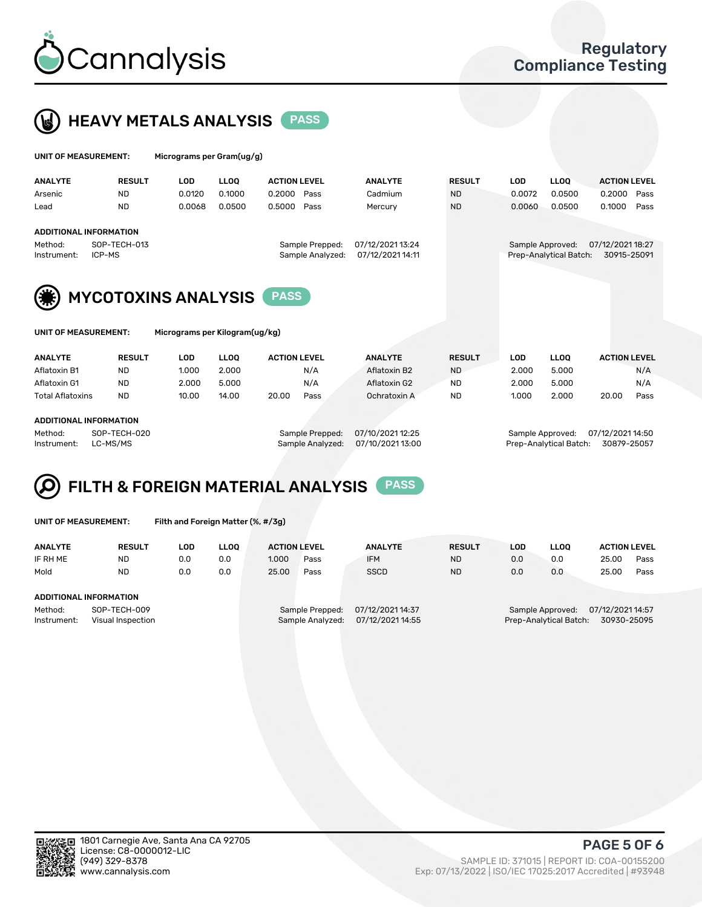# HEAVY METALS ANALYSIS PASS

**UNIT OF MEASUREMENT:** Micrograms per Gram(ug/g)

| ANALYTE | RESULT | LOD | LLOQ | ACTION LEVEL | | ANALYTE | RESULT | LOD | LLOQ | ACTION LEVEL | |
|---|---|---|---|---|---|---|---|---|---|---|---|
| Arsenic | ND | 0.0120 | 0.1000 | 0.2000 | Pass | Cadmium | ND | 0.0072 | 0.0500 | 0.2000 | Pass |
| Lead | ND | 0.0068 | 0.0500 | 0.5000 | Pass | Mercury | ND | 0.0060 | 0.0500 | 0.1000 | Pass |

**ADDITIONAL INFORMATION**

Method: SOP-TECH-013
Instrument: ICP-MS
Sample Prepped: 07/12/2021 13:24
Sample Analyzed: 07/12/2021 14:11
Sample Approved: 07/12/2021 18:27
Prep-Analytical Batch: 30915-25091

# MYCOTOXINS ANALYSIS PASS

**UNIT OF MEASUREMENT:** Micrograms per Kilogram(ug/kg)

| ANALYTE | RESULT | LOD | LLOQ | ACTION LEVEL | | ANALYTE | RESULT | LOD | LLOQ | ACTION LEVEL | |
|---|---|---|---|---|---|---|---|---|---|---|---|
| Aflatoxin B1 | ND | 1.000 | 2.000 | | N/A | Aflatoxin B2 | ND | 2.000 | 5.000 | | N/A |
| Aflatoxin G1 | ND | 2.000 | 5.000 | | N/A | Aflatoxin G2 | ND | 2.000 | 5.000 | | N/A |
| Total Aflatoxins | ND | 10.00 | 14.00 | 20.00 | Pass | Ochratoxin A | ND | 1.000 | 2.000 | 20.00 | Pass |

**ADDITIONAL INFORMATION**

Method: SOP-TECH-020
Instrument: LC-MS/MS
Sample Prepped: 07/10/2021 12:25
Sample Analyzed: 07/10/2021 13:00
Sample Approved: 07/12/2021 14:50
Prep-Analytical Batch: 30879-25057

# FILTH & FOREIGN MATERIAL ANALYSIS PASS

**UNIT OF MEASUREMENT:** Filth and Foreign Matter (%, #/3g)

| ANALYTE | RESULT | LOD | LLOQ | ACTION LEVEL | | ANALYTE | RESULT | LOD | LLOQ | ACTION LEVEL | |
|---|---|---|---|---|---|---|---|---|---|---|---|
| IF RH ME | ND | 0.0 | 0.0 | 1.000 | Pass | IFM | ND | 0.0 | 0.0 | 25.00 | Pass |
| Mold | ND | 0.0 | 0.0 | 25.00 | Pass | SSCD | ND | 0.0 | 0.0 | 25.00 | Pass |

**ADDITIONAL INFORMATION**

Method: SOP-TECH-009
Instrument: Visual Inspection
Sample Prepped: 07/12/2021 14:37
Sample Analyzed: 07/12/2021 14:55
Sample Approved: 07/12/2021 14:57
Prep-Analytical Batch: 30930-25095

1801 Carnegie Ave, Santa Ana CA 92705
License: C8-0000012-LIC
(949) 329-8378
www.cannalysis.com

SAMPLE ID: 371015 | REPORT ID: COA-00155200
Exp: 07/13/2022 | ISO/IEC 17025:2017 Accredited | #93948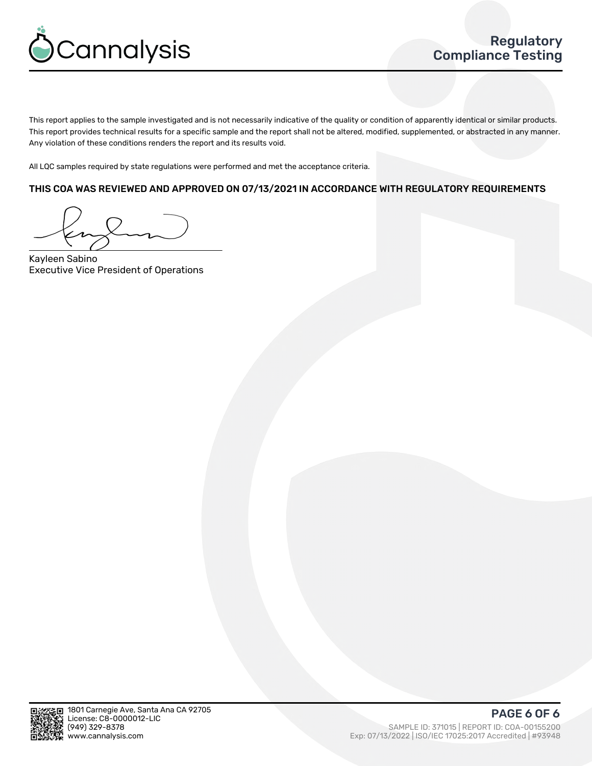This report applies to the sample investigated and is not necessarily indicative of the quality or condition of apparently identical or similar products. This report provides technical results for a specific sample and the report shall not be altered, modified, supplemented, or abstracted in any manner. Any violation of these conditions renders the report and its results void.

All LQC samples required by state regulations were performed and met the acceptance criteria.

**THIS COA WAS REVIEWED AND APPROVED ON 07/13/2021 IN ACCORDANCE WITH REGULATORY REQUIREMENTS**

Kayleen Sabino
Executive Vice President of Operations